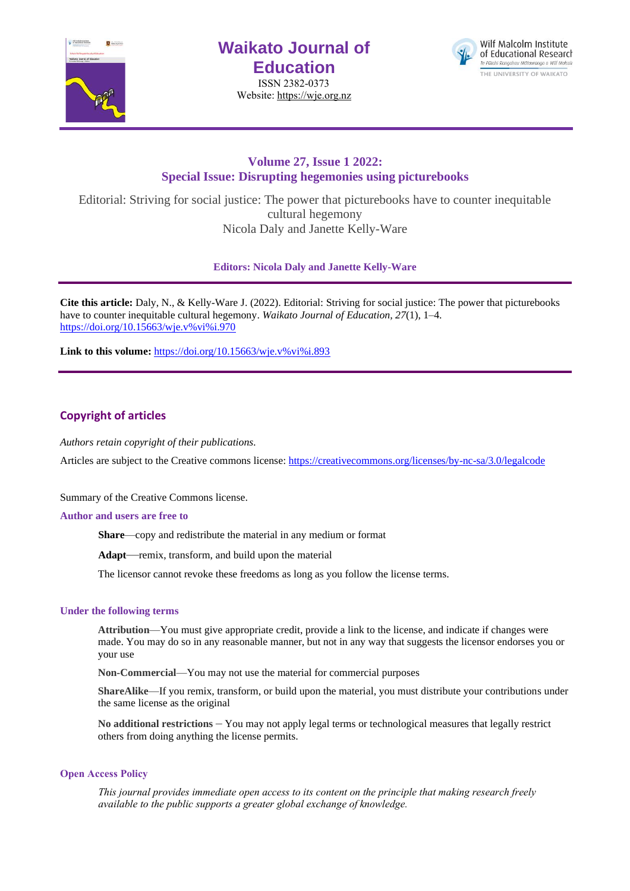# Waikato Journal of Education

ISSN 2382-0373
Website: https://wje.org.nz

## Volume 27, Issue 1 2022:
## Special Issue: Disrupting hegemonies using picturebooks

Editorial: Striving for social justice: The power that picturebooks have to counter inequitable cultural hegemony
Nicola Daly and Janette Kelly-Ware

**Editors: Nicola Daly and Janette Kelly-Ware**

---

**Cite this article:** Daly, N., & Kelly-Ware J. (2022). Editorial: Striving for social justice: The power that picturebooks have to counter inequitable cultural hegemony. *Waikato Journal of Education, 27*(1), 1–4. https://doi.org/10.15663/wje.v%vi%i.970

**Link to this volume:** https://doi.org/10.15663/wje.v%vi%i.893

---

## Copyright of articles

*Authors retain copyright of their publications.*

Articles are subject to the Creative commons license: https://creativecommons.org/licenses/by-nc-sa/3.0/legalcode

Summary of the Creative Commons license.

### Author and users are free to

**Share**—copy and redistribute the material in any medium or format

**Adapt**—remix, transform, and build upon the material

The licensor cannot revoke these freedoms as long as you follow the license terms.

### Under the following terms

**Attribution**—You must give appropriate credit, provide a link to the license, and indicate if changes were made. You may do so in any reasonable manner, but not in any way that suggests the licensor endorses you or your use

**Non-Commercial**—You may not use the material for commercial purposes

**ShareAlike**—If you remix, transform, or build upon the material, you must distribute your contributions under the same license as the original

**No additional restrictions** – You may not apply legal terms or technological measures that legally restrict others from doing anything the license permits.

### Open Access Policy

*This journal provides immediate open access to its content on the principle that making research freely available to the public supports a greater global exchange of knowledge.*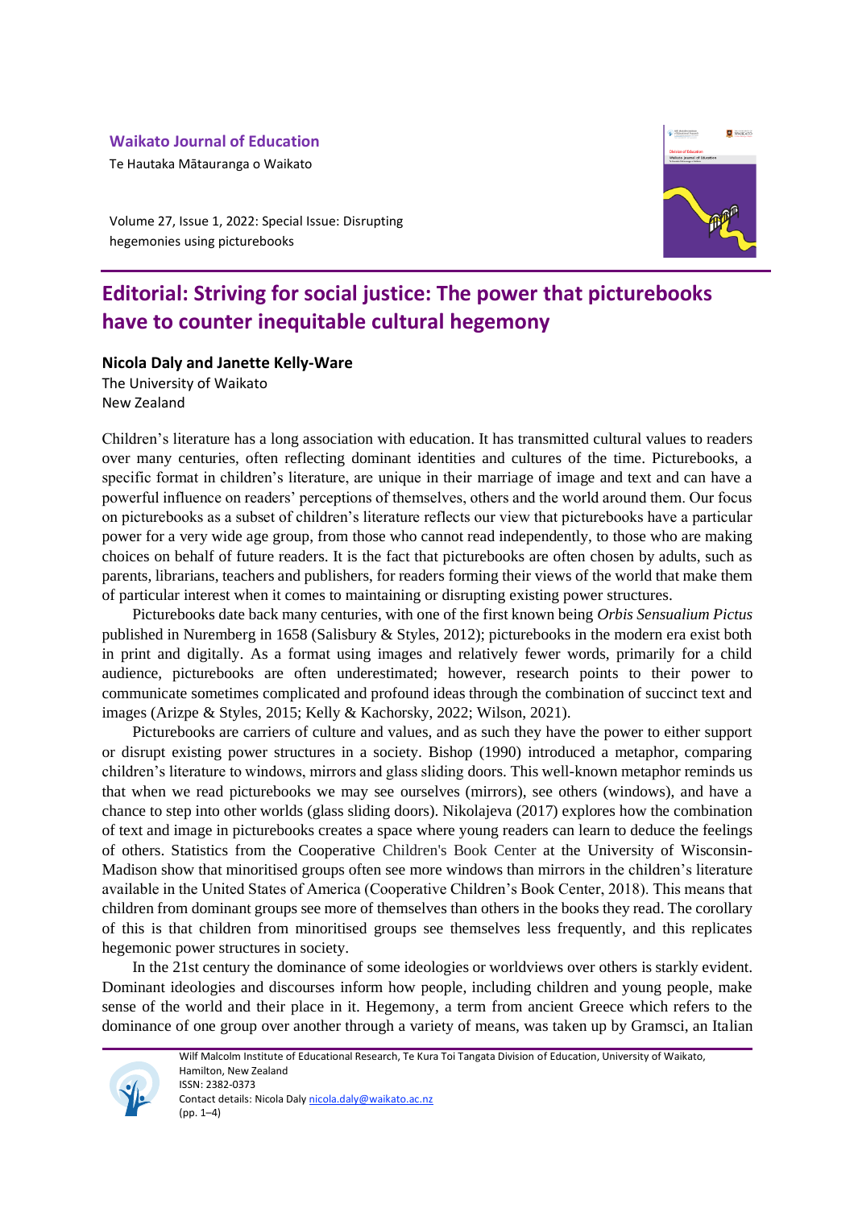**Waikato Journal of Education**

Te Hautaka Mātauranga o Waikato

Volume 27, Issue 1, 2022: Special Issue: Disrupting hegemonies using picturebooks

# Editorial: Striving for social justice: The power that picturebooks have to counter inequitable cultural hegemony

**Nicola Daly and Janette Kelly-Ware**

The University of Waikato

New Zealand

Children's literature has a long association with education. It has transmitted cultural values to readers over many centuries, often reflecting dominant identities and cultures of the time. Picturebooks, a specific format in children's literature, are unique in their marriage of image and text and can have a powerful influence on readers' perceptions of themselves, others and the world around them. Our focus on picturebooks as a subset of children's literature reflects our view that picturebooks have a particular power for a very wide age group, from those who cannot read independently, to those who are making choices on behalf of future readers. It is the fact that picturebooks are often chosen by adults, such as parents, librarians, teachers and publishers, for readers forming their views of the world that make them of particular interest when it comes to maintaining or disrupting existing power structures.

Picturebooks date back many centuries, with one of the first known being *Orbis Sensualium Pictus* published in Nuremberg in 1658 (Salisbury & Styles, 2012); picturebooks in the modern era exist both in print and digitally. As a format using images and relatively fewer words, primarily for a child audience, picturebooks are often underestimated; however, research points to their power to communicate sometimes complicated and profound ideas through the combination of succinct text and images (Arizpe & Styles, 2015; Kelly & Kachorsky, 2022; Wilson, 2021).

Picturebooks are carriers of culture and values, and as such they have the power to either support or disrupt existing power structures in a society. Bishop (1990) introduced a metaphor, comparing children's literature to windows, mirrors and glass sliding doors. This well-known metaphor reminds us that when we read picturebooks we may see ourselves (mirrors), see others (windows), and have a chance to step into other worlds (glass sliding doors). Nikolajeva (2017) explores how the combination of text and image in picturebooks creates a space where young readers can learn to deduce the feelings of others. Statistics from the Cooperative Children's Book Center at the University of Wisconsin-Madison show that minoritised groups often see more windows than mirrors in the children's literature available in the United States of America (Cooperative Children's Book Center, 2018). This means that children from dominant groups see more of themselves than others in the books they read. The corollary of this is that children from minoritised groups see themselves less frequently, and this replicates hegemonic power structures in society.

In the 21st century the dominance of some ideologies or worldviews over others is starkly evident. Dominant ideologies and discourses inform how people, including children and young people, make sense of the world and their place in it. Hegemony, a term from ancient Greece which refers to the dominance of one group over another through a variety of means, was taken up by Gramsci, an Italian

Wilf Malcolm Institute of Educational Research, Te Kura Toi Tangata Division of Education, University of Waikato, Hamilton, New Zealand

ISSN: 2382-0373

Contact details: Nicola Daly nicola.daly@waikato.ac.nz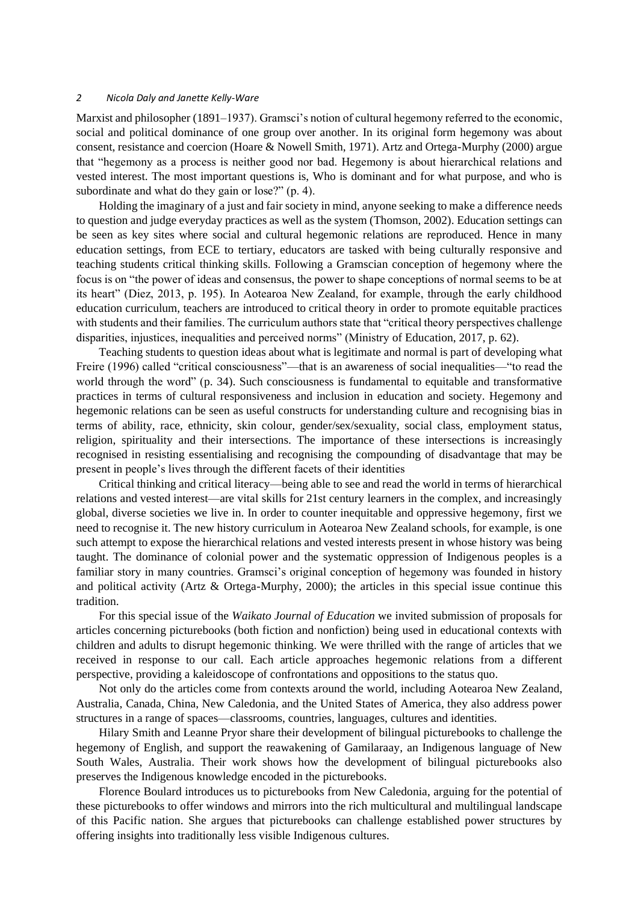Marxist and philosopher (1891–1937). Gramsci's notion of cultural hegemony referred to the economic, social and political dominance of one group over another. In its original form hegemony was about consent, resistance and coercion (Hoare & Nowell Smith, 1971). Artz and Ortega-Murphy (2000) argue that "hegemony as a process is neither good nor bad. Hegemony is about hierarchical relations and vested interest. The most important questions is, Who is dominant and for what purpose, and who is subordinate and what do they gain or lose?" (p. 4).

Holding the imaginary of a just and fair society in mind, anyone seeking to make a difference needs to question and judge everyday practices as well as the system (Thomson, 2002). Education settings can be seen as key sites where social and cultural hegemonic relations are reproduced. Hence in many education settings, from ECE to tertiary, educators are tasked with being culturally responsive and teaching students critical thinking skills. Following a Gramscian conception of hegemony where the focus is on "the power of ideas and consensus, the power to shape conceptions of normal seems to be at its heart" (Diez, 2013, p. 195). In Aotearoa New Zealand, for example, through the early childhood education curriculum, teachers are introduced to critical theory in order to promote equitable practices with students and their families. The curriculum authors state that "critical theory perspectives challenge disparities, injustices, inequalities and perceived norms" (Ministry of Education, 2017, p. 62).

Teaching students to question ideas about what is legitimate and normal is part of developing what Freire (1996) called "critical consciousness"—that is an awareness of social inequalities—"to read the world through the word" (p. 34). Such consciousness is fundamental to equitable and transformative practices in terms of cultural responsiveness and inclusion in education and society. Hegemony and hegemonic relations can be seen as useful constructs for understanding culture and recognising bias in terms of ability, race, ethnicity, skin colour, gender/sex/sexuality, social class, employment status, religion, spirituality and their intersections. The importance of these intersections is increasingly recognised in resisting essentialising and recognising the compounding of disadvantage that may be present in people's lives through the different facets of their identities

Critical thinking and critical literacy—being able to see and read the world in terms of hierarchical relations and vested interest—are vital skills for 21st century learners in the complex, and increasingly global, diverse societies we live in. In order to counter inequitable and oppressive hegemony, first we need to recognise it. The new history curriculum in Aotearoa New Zealand schools, for example, is one such attempt to expose the hierarchical relations and vested interests present in whose history was being taught. The dominance of colonial power and the systematic oppression of Indigenous peoples is a familiar story in many countries. Gramsci's original conception of hegemony was founded in history and political activity (Artz & Ortega-Murphy, 2000); the articles in this special issue continue this tradition.

For this special issue of the *Waikato Journal of Education* we invited submission of proposals for articles concerning picturebooks (both fiction and nonfiction) being used in educational contexts with children and adults to disrupt hegemonic thinking. We were thrilled with the range of articles that we received in response to our call. Each article approaches hegemonic relations from a different perspective, providing a kaleidoscope of confrontations and oppositions to the status quo.

Not only do the articles come from contexts around the world, including Aotearoa New Zealand, Australia, Canada, China, New Caledonia, and the United States of America, they also address power structures in a range of spaces—classrooms, countries, languages, cultures and identities.

Hilary Smith and Leanne Pryor share their development of bilingual picturebooks to challenge the hegemony of English, and support the reawakening of Gamilaraay, an Indigenous language of New South Wales, Australia. Their work shows how the development of bilingual picturebooks also preserves the Indigenous knowledge encoded in the picturebooks.

Florence Boulard introduces us to picturebooks from New Caledonia, arguing for the potential of these picturebooks to offer windows and mirrors into the rich multicultural and multilingual landscape of this Pacific nation. She argues that picturebooks can challenge established power structures by offering insights into traditionally less visible Indigenous cultures.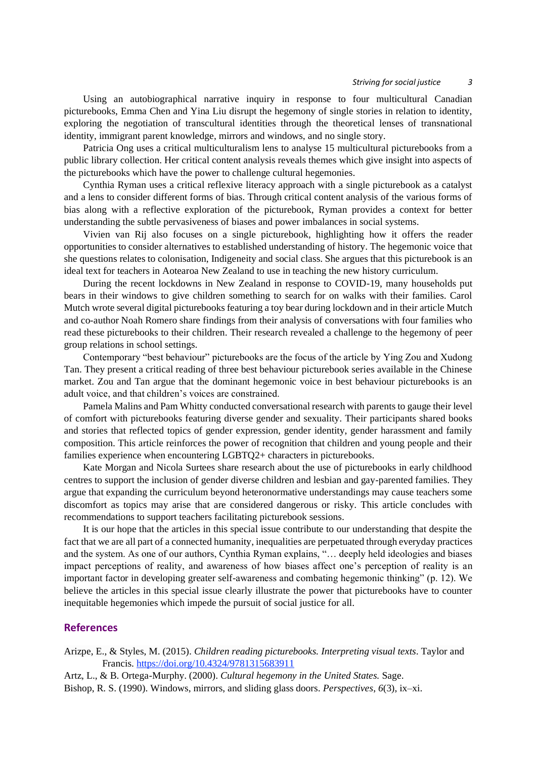Using an autobiographical narrative inquiry in response to four multicultural Canadian picturebooks, Emma Chen and Yina Liu disrupt the hegemony of single stories in relation to identity, exploring the negotiation of transcultural identities through the theoretical lenses of transnational identity, immigrant parent knowledge, mirrors and windows, and no single story.

Patricia Ong uses a critical multiculturalism lens to analyse 15 multicultural picturebooks from a public library collection. Her critical content analysis reveals themes which give insight into aspects of the picturebooks which have the power to challenge cultural hegemonies.

Cynthia Ryman uses a critical reflexive literacy approach with a single picturebook as a catalyst and a lens to consider different forms of bias. Through critical content analysis of the various forms of bias along with a reflective exploration of the picturebook, Ryman provides a context for better understanding the subtle pervasiveness of biases and power imbalances in social systems.

Vivien van Rij also focuses on a single picturebook, highlighting how it offers the reader opportunities to consider alternatives to established understanding of history. The hegemonic voice that she questions relates to colonisation, Indigeneity and social class. She argues that this picturebook is an ideal text for teachers in Aotearoa New Zealand to use in teaching the new history curriculum.

During the recent lockdowns in New Zealand in response to COVID-19, many households put bears in their windows to give children something to search for on walks with their families. Carol Mutch wrote several digital picturebooks featuring a toy bear during lockdown and in their article Mutch and co-author Noah Romero share findings from their analysis of conversations with four families who read these picturebooks to their children. Their research revealed a challenge to the hegemony of peer group relations in school settings.

Contemporary "best behaviour" picturebooks are the focus of the article by Ying Zou and Xudong Tan. They present a critical reading of three best behaviour picturebook series available in the Chinese market. Zou and Tan argue that the dominant hegemonic voice in best behaviour picturebooks is an adult voice, and that children's voices are constrained.

Pamela Malins and Pam Whitty conducted conversational research with parents to gauge their level of comfort with picturebooks featuring diverse gender and sexuality. Their participants shared books and stories that reflected topics of gender expression, gender identity, gender harassment and family composition. This article reinforces the power of recognition that children and young people and their families experience when encountering LGBTQ2+ characters in picturebooks.

Kate Morgan and Nicola Surtees share research about the use of picturebooks in early childhood centres to support the inclusion of gender diverse children and lesbian and gay-parented families. They argue that expanding the curriculum beyond heteronormative understandings may cause teachers some discomfort as topics may arise that are considered dangerous or risky. This article concludes with recommendations to support teachers facilitating picturebook sessions.

It is our hope that the articles in this special issue contribute to our understanding that despite the fact that we are all part of a connected humanity, inequalities are perpetuated through everyday practices and the system. As one of our authors, Cynthia Ryman explains, "… deeply held ideologies and biases impact perceptions of reality, and awareness of how biases affect one's perception of reality is an important factor in developing greater self-awareness and combating hegemonic thinking" (p. 12). We believe the articles in this special issue clearly illustrate the power that picturebooks have to counter inequitable hegemonies which impede the pursuit of social justice for all.

## References

Arizpe, E., & Styles, M. (2015). *Children reading picturebooks. Interpreting visual texts*. Taylor and Francis. https://doi.org/10.4324/9781315683911

Artz, L., & B. Ortega-Murphy. (2000). *Cultural hegemony in the United States.* Sage.

Bishop, R. S. (1990). Windows, mirrors, and sliding glass doors. *Perspectives*, *6*(3), ix–xi.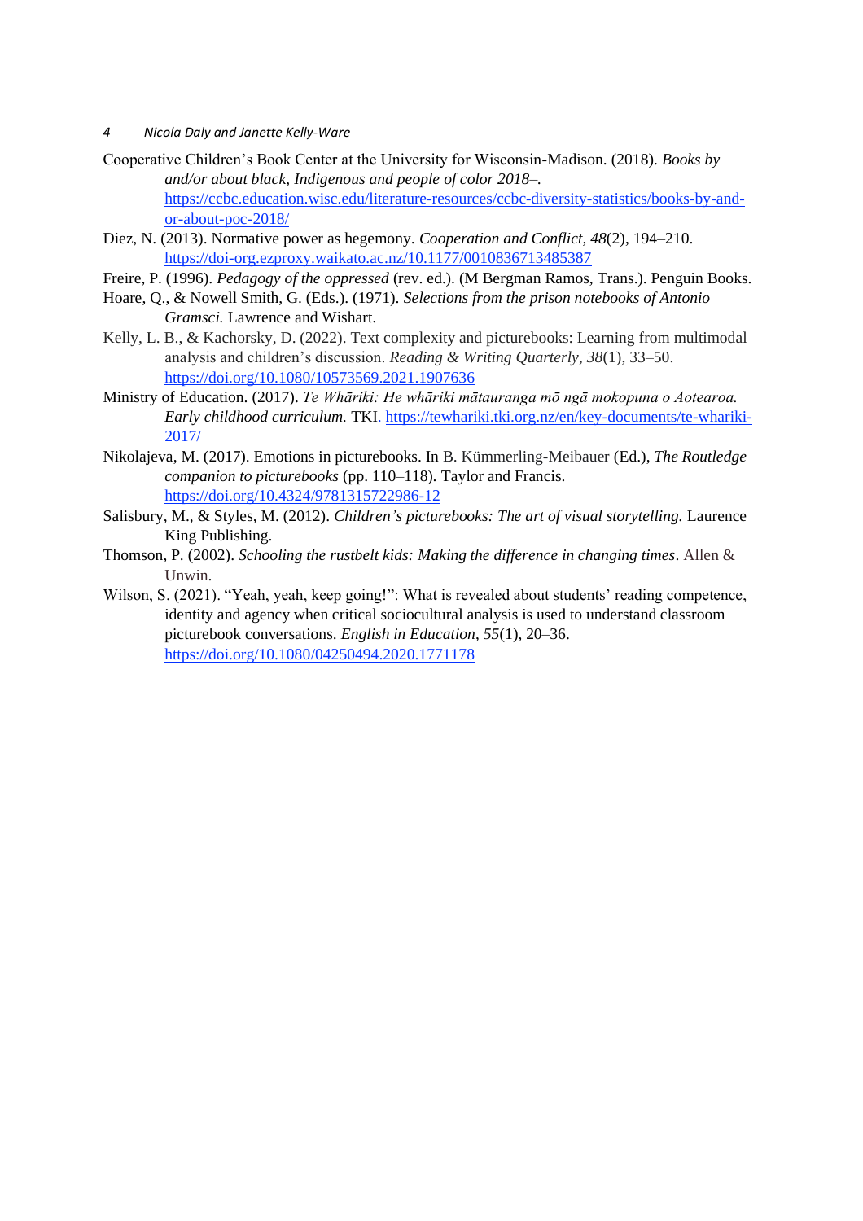Cooperative Children's Book Center at the University for Wisconsin-Madison. (2018). *Books by and/or about black, Indigenous and people of color 2018–.* https://ccbc.education.wisc.edu/literature-resources/ccbc-diversity-statistics/books-by-and-or-about-poc-2018/

Diez, N. (2013). Normative power as hegemony. *Cooperation and Conflict, 48*(2), 194–210. https://doi-org.ezproxy.waikato.ac.nz/10.1177/0010836713485387

Freire, P. (1996). *Pedagogy of the oppressed* (rev. ed.). (M Bergman Ramos, Trans.). Penguin Books.

Hoare, Q., & Nowell Smith, G. (Eds.). (1971). *Selections from the prison notebooks of Antonio Gramsci.* Lawrence and Wishart.

Kelly, L. B., & Kachorsky, D. (2022). Text complexity and picturebooks: Learning from multimodal analysis and children's discussion. *Reading & Writing Quarterly*, *38*(1), 33–50. https://doi.org/10.1080/10573569.2021.1907636

Ministry of Education. (2017). *Te Whāriki: He whāriki mātauranga mō ngā mokopuna o Aotearoa. Early childhood curriculum.* TKI. https://tewhariki.tki.org.nz/en/key-documents/te-whariki-2017/

Nikolajeva, M. (2017). Emotions in picturebooks. In B. Kümmerling-Meibauer (Ed.), *The Routledge companion to picturebooks* (pp. 110–118). Taylor and Francis. https://doi.org/10.4324/9781315722986-12

Salisbury, M., & Styles, M. (2012). *Children's picturebooks: The art of visual storytelling.* Laurence King Publishing.

Thomson, P. (2002). *Schooling the rustbelt kids: Making the difference in changing times*. Allen & Unwin.

Wilson, S. (2021). "Yeah, yeah, keep going!": What is revealed about students' reading competence, identity and agency when critical sociocultural analysis is used to understand classroom picturebook conversations. *English in Education*, *55*(1), 20–36. https://doi.org/10.1080/04250494.2020.1771178